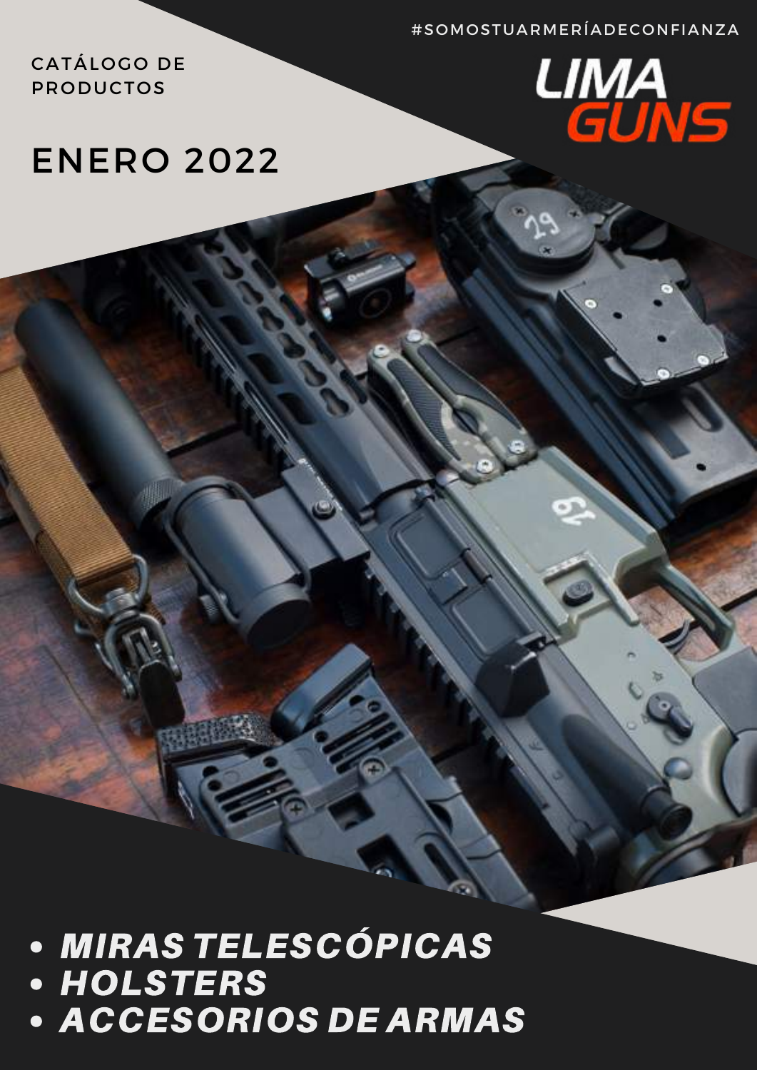#SOMOSTUARMERÍADECONFIANZA

CATÁLOGO DE PRODUCTOS

LIMA GUNS

# ENERO 2022

- ***MIRAS TELESCÓPICAS***
- ***HOLSTERS***
- ***ACCESORIOS DE ARMAS***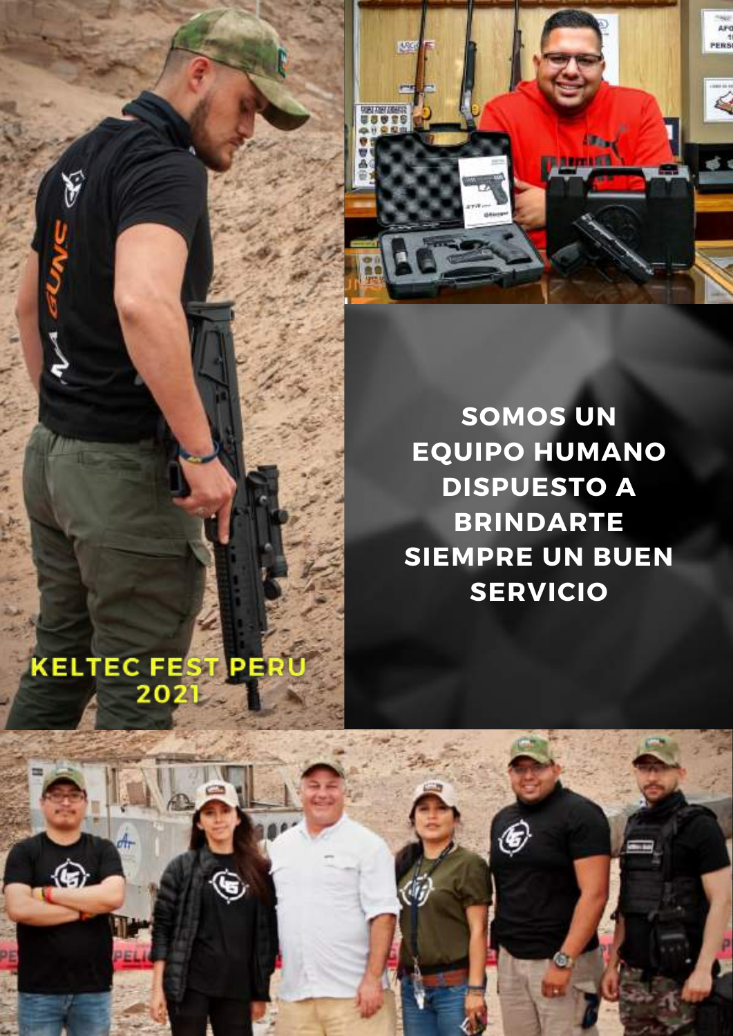KELTEC FEST PERU 2021

SOMOS UN EQUIPO HUMANO DISPUESTO A BRINDARTE SIEMPRE UN BUEN SERVICIO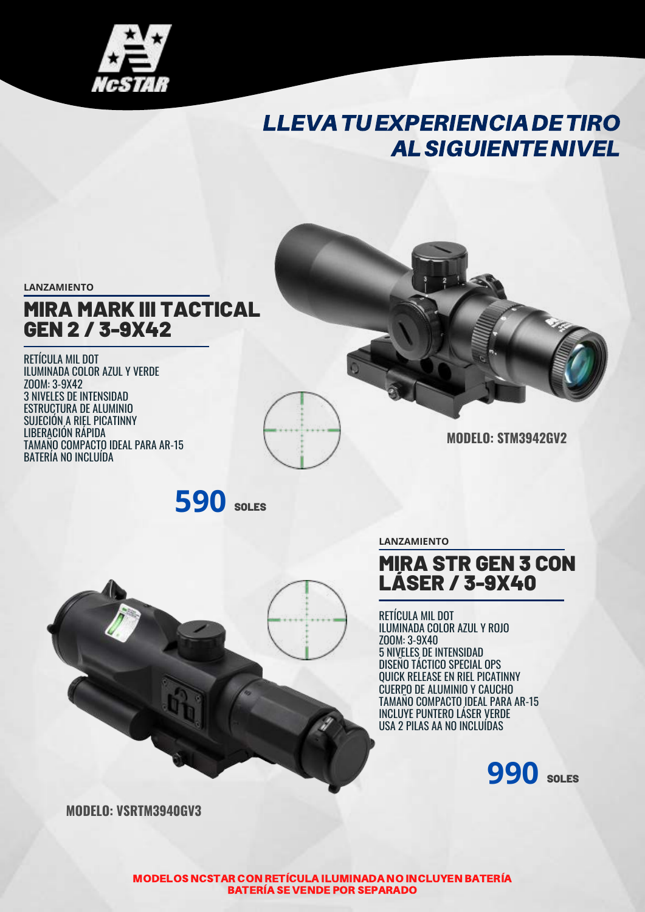# LLEVA TU EXPERIENCIA DE TIRO AL SIGUIENTE NIVEL

LANZAMIENTO

## MIRA MARK III TACTICAL GEN 2 / 3-9X42

RETÍCULA MIL DOT
ILUMINADA COLOR AZUL Y VERDE
ZOOM: 3-9X42
3 NIVELES DE INTENSIDAD
ESTRUCTURA DE ALUMINIO
SUJECIÓN A RIEL PICATINNY
LIBERACIÓN RÁPIDA
TAMAÑO COMPACTO IDEAL PARA AR-15
BATERÍA NO INCLUÍDA

**MODELO: STM3942GV2**

**590 SOLES**

LANZAMIENTO

## MIRA STR GEN 3 CON LÁSER / 3-9X40

RETÍCULA MIL DOT
ILUMINADA COLOR AZUL Y ROJO
ZOOM: 3-9X40
5 NIVELES DE INTENSIDAD
DISEÑO TÁCTICO SPECIAL OPS
QUICK RELEASE EN RIEL PICATINNY
CUERPO DE ALUMINIO Y CAUCHO
TAMAÑO COMPACTO IDEAL PARA AR-15
INCLUYE PUNTERO LÁSER VERDE
USA 2 PILAS AA NO INCLUÍDAS

**990 SOLES**

**MODELO: VSRTM3940GV3**

**MODELOS NCSTAR CON RETÍCULA ILUMINADA NO INCLUYEN BATERÍA
BATERÍA SE VENDE POR SEPARADO**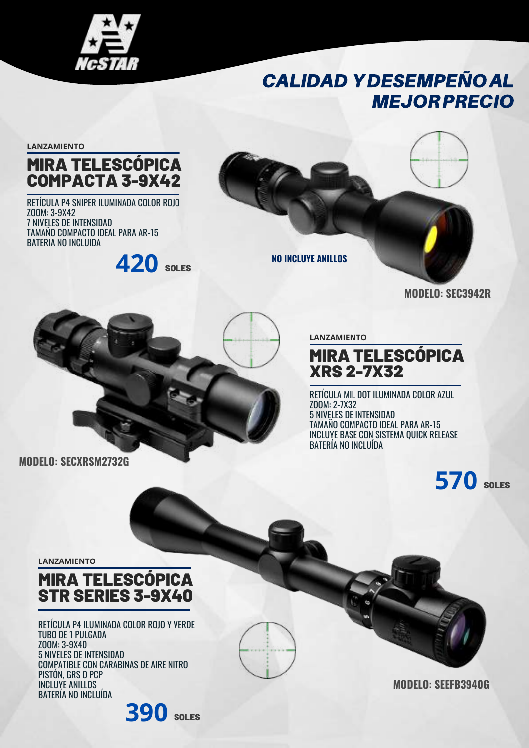NcSTAR

# CALIDAD Y DESEMPEÑO AL MEJOR PRECIO

LANZAMIENTO

## MIRA TELESCÓPICA COMPACTA 3-9X42

RETÍCULA P4 SNIPER ILUMINADA COLOR ROJO
ZOOM: 3-9X42
7 NIVELES DE INTENSIDAD
TAMAÑO COMPACTO IDEAL PARA AR-15
BATERIA NO INCLUIDA

**420** SOLES

**NO INCLUYE ANILLOS**

**MODELO: SEC3942R**

LANZAMIENTO

## MIRA TELESCÓPICA XRS 2-7X32

RETÍCULA MIL DOT ILUMINADA COLOR AZUL
ZOOM: 2-7X32
5 NIVELES DE INTENSIDAD
TAMAÑO COMPACTO IDEAL PARA AR-15
INCLUYE BASE CON SISTEMA QUICK RELEASE
BATERÍA NO INCLUÍDA

**570** SOLES

**MODELO: SECXRSM2732G**

LANZAMIENTO

## MIRA TELESCÓPICA STR SERIES 3-9X40

RETÍCULA P4 ILUMINADA COLOR ROJO Y VERDE
TUBO DE 1 PULGADA
ZOOM: 3-9X40
5 NIVELES DE INTENSIDAD
COMPATIBLE CON CARABINAS DE AIRE NITRO PISTÓN, GRS O PCP
INCLUYE ANILLOS
BATERÍA NO INCLUÍDA

**390** SOLES

**MODELO: SEEFB3940G**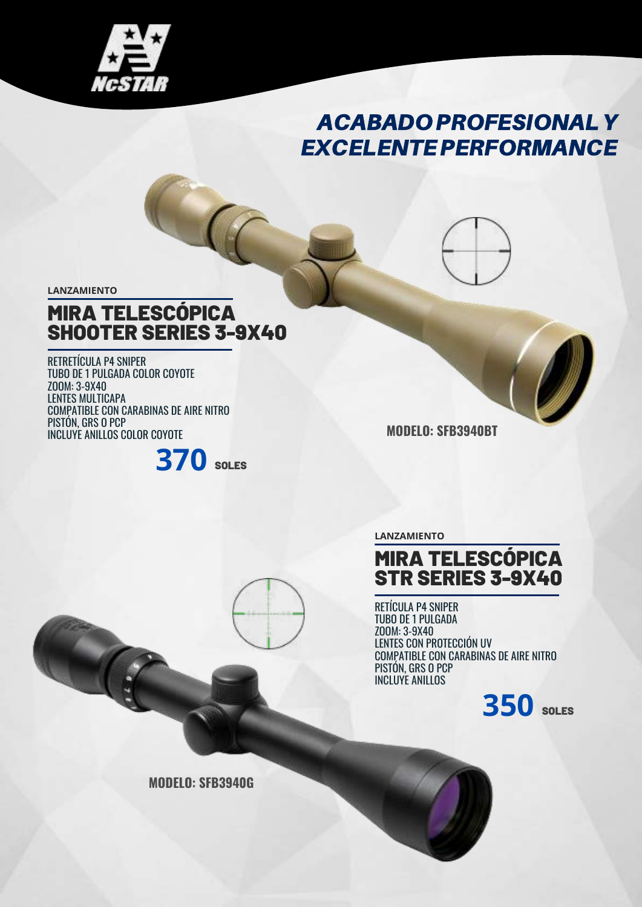NcSTAR

## *ACABADO PROFESIONAL Y EXCELENTE PERFORMANCE*

LANZAMIENTO

# MIRA TELESCÓPICA SHOOTER SERIES 3-9X40

RETRETÍCULA P4 SNIPER
TUBO DE 1 PULGADA COLOR COYOTE
ZOOM: 3-9X40
LENTES MULTICAPA
COMPATIBLE CON CARABINAS DE AIRE NITRO PISTÓN, GRS O PCP
INCLUYE ANILLOS COLOR COYOTE

**370** SOLES

**MODELO: SFB3940BT**

LANZAMIENTO

# MIRA TELESCÓPICA STR SERIES 3-9X40

RETÍCULA P4 SNIPER
TUBO DE 1 PULGADA
ZOOM: 3-9X40
LENTES CON PROTECCIÓN UV
COMPATIBLE CON CARABINAS DE AIRE NITRO PISTÓN, GRS O PCP
INCLUYE ANILLOS

**350** SOLES

**MODELO: SFB3940G**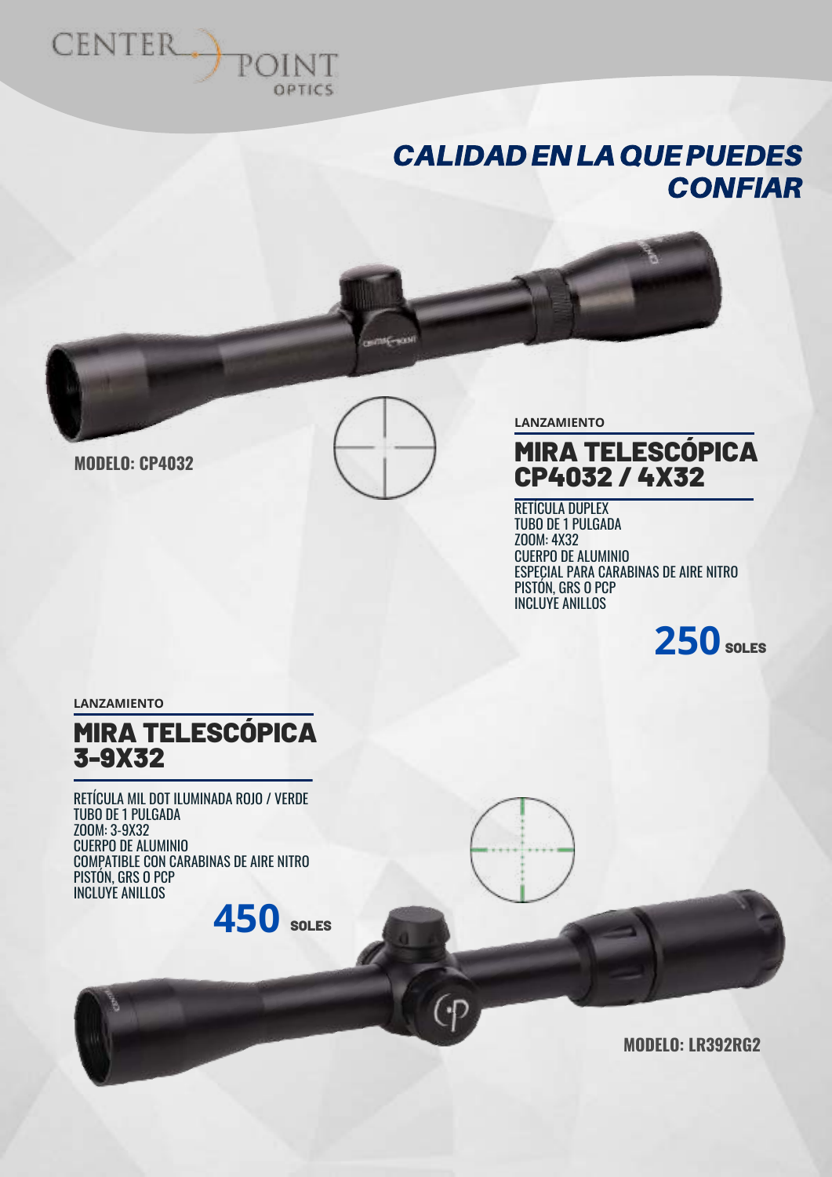CENTER POINT OPTICS

## *CALIDAD EN LA QUE PUEDES CONFIAR*

**MODELO: CP4032**

LANZAMIENTO

### MIRA TELESCÓPICA CP4032 / 4X32

RETÍCULA DUPLEX
TUBO DE 1 PULGADA
ZOOM: 4X32
CUERPO DE ALUMINIO
ESPECIAL PARA CARABINAS DE AIRE NITRO PISTÓN, GRS O PCP
INCLUYE ANILLOS

**250** SOLES

LANZAMIENTO

### MIRA TELESCÓPICA 3-9X32

RETÍCULA MIL DOT ILUMINADA ROJO / VERDE
TUBO DE 1 PULGADA
ZOOM: 3-9X32
CUERPO DE ALUMINIO
COMPATIBLE CON CARABINAS DE AIRE NITRO PISTÓN, GRS O PCP
INCLUYE ANILLOS

**450** SOLES

**MODELO: LR392RG2**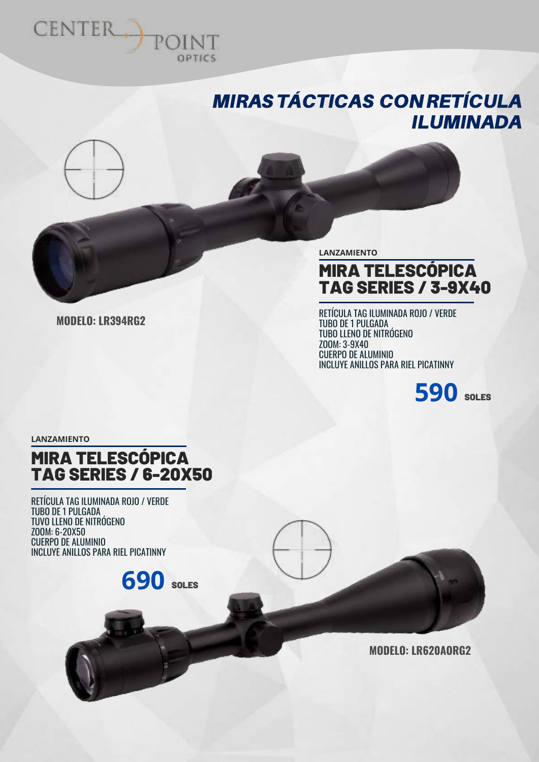CENTER POINT OPTICS

# MIRAS TÁCTICAS CON RETÍCULA ILUMINADA

LANZAMIENTO

## MIRA TELESCÓPICA TAG SERIES / 3-9X40

**MODELO: LR394RG2**

RETÍCULA TAG ILUMINADA ROJO / VERDE
TUBO DE 1 PULGADA
TUBO LLENO DE NITRÓGENO
ZOOM: 3-9X40
CUERPO DE ALUMINIO
INCLUYE ANILLOS PARA RIEL PICATINNY

**590** SOLES

LANZAMIENTO

## MIRA TELESCÓPICA TAG SERIES / 6-20X50

RETÍCULA TAG ILUMINADA ROJO / VERDE
TUBO DE 1 PULGADA
TUVO LLENO DE NITRÓGENO
ZOOM: 6-20X50
CUERPO DE ALUMINIO
INCLUYE ANILLOS PARA RIEL PICATINNY

**690** SOLES

**MODELO: LR620AORG2**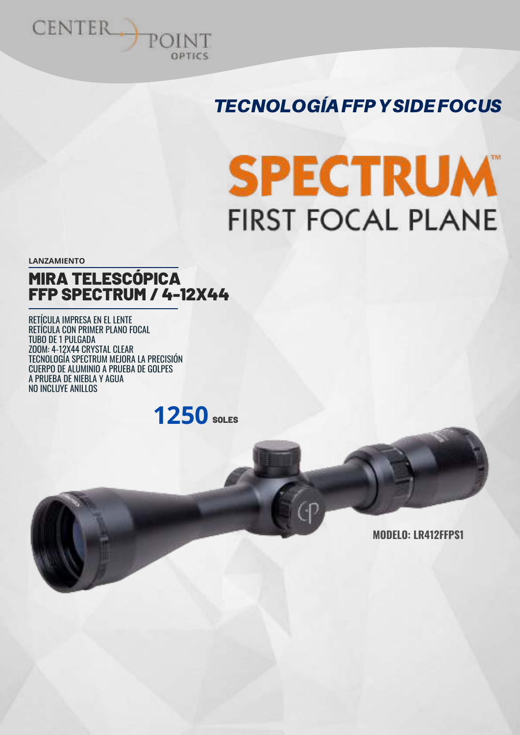CENTER POINT OPTICS

## TECNOLOGÍA FFP Y SIDE FOCUS

# SPECTRUM™
## FIRST FOCAL PLANE

**LANZAMIENTO**

## MIRA TELESCÓPICA FFP SPECTRUM / 4-12X44

RETÍCULA IMPRESA EN EL LENTE
RETÍCULA CON PRIMER PLANO FOCAL
TUBO DE 1 PULGADA
ZOOM: 4-12X44 CRYSTAL CLEAR
TECNOLOGÍA SPECTRUM MEJORA LA PRECISIÓN
CUERPO DE ALUMINIO A PRUEBA DE GOLPES
A PRUEBA DE NIEBLA Y AGUA
NO INCLUYE ANILLOS

**1250** SOLES

**MODELO: LR412FFPS1**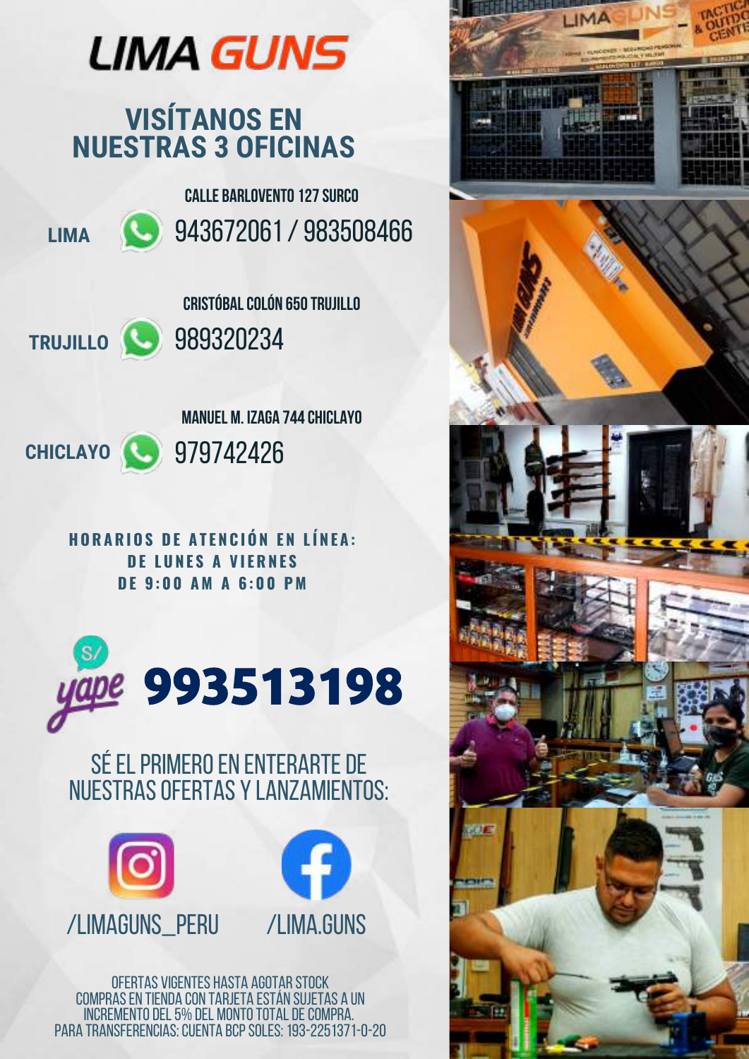# LIMA GUNS

## VISÍTANOS EN NUESTRAS 3 OFICINAS

**LIMA**
CALLE BARLOVENTO 127 SURCO
943672061 / 983508466

**TRUJILLO**
CRISTÓBAL COLÓN 650 TRUJILLO
989320234

**CHICLAYO**
MANUEL M. IZAGA 744 CHICLAYO
979742426

**HORARIOS DE ATENCIÓN EN LÍNEA:**
**DE LUNES A VIERNES**
**DE 9:00 AM A 6:00 PM**

S/ yape **993513198**

SÉ EL PRIMERO EN ENTERARTE DE NUESTRAS OFERTAS Y LANZAMIENTOS:

/LIMAGUNS_PERU

/LIMA.GUNS

OFERTAS VIGENTES HASTA AGOTAR STOCK
COMPRAS EN TIENDA CON TARJETA ESTÁN SUJETAS A UN INCREMENTO DEL 5% DEL MONTO TOTAL DE COMPRA.
PARA TRANSFERENCIAS: CUENTA BCP SOLES: 193-2251371-0-20